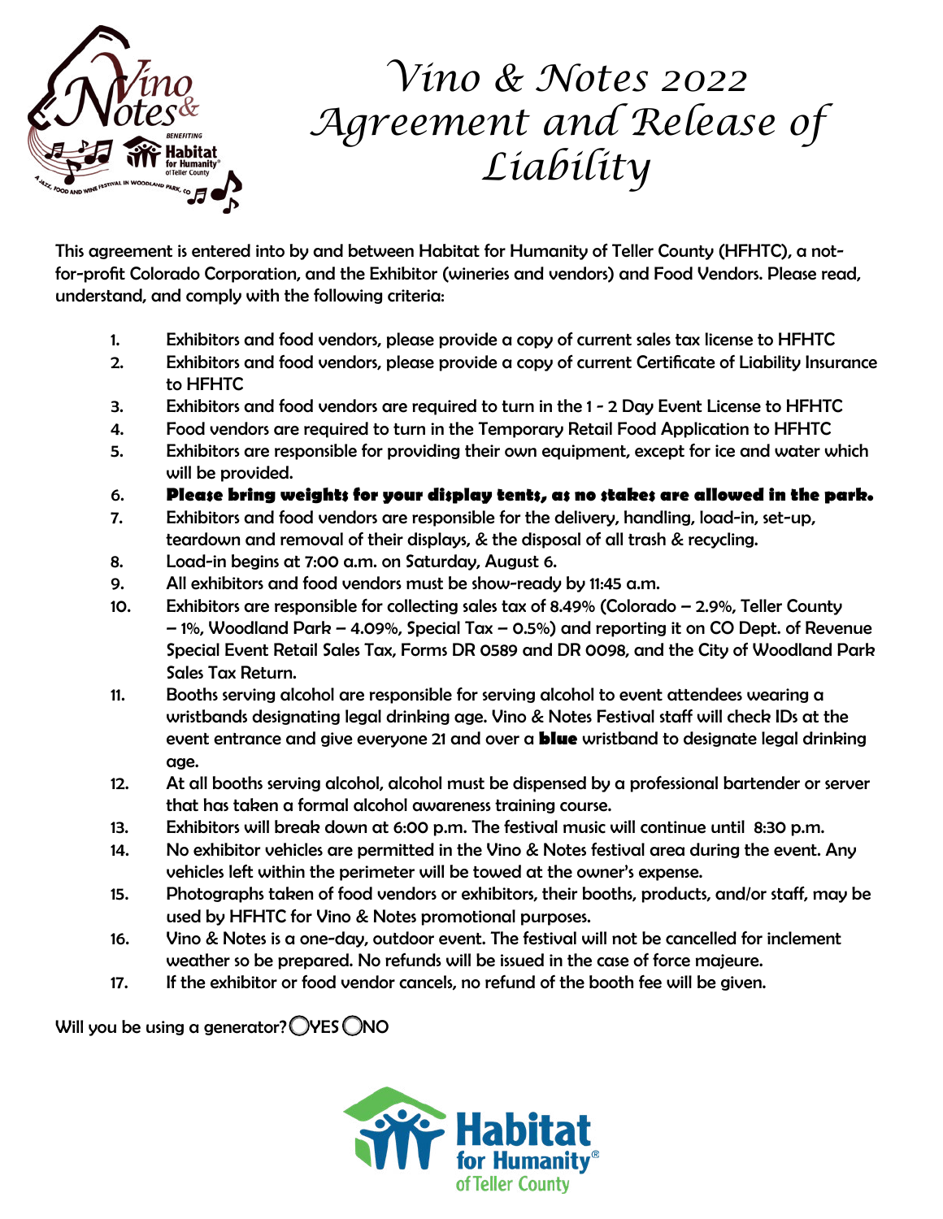# Vino & Notes 2022 Agreement and Release of Liability

This agreement is entered into by and between Habitat for Humanity of Teller County (HFHTC), a not-for-profit Colorado Corporation, and the Exhibitor (wineries and vendors) and Food Vendors. Please read, understand, and comply with the following criteria:

1. Exhibitors and food vendors, please provide a copy of current sales tax license to HFHTC
2. Exhibitors and food vendors, please provide a copy of current Certificate of Liability Insurance to HFHTC
3. Exhibitors and food vendors are required to turn in the 1 - 2 Day Event License to HFHTC
4. Food vendors are required to turn in the Temporary Retail Food Application to HFHTC
5. Exhibitors are responsible for providing their own equipment, except for ice and water which will be provided.
6. **Please bring weights for your display tents, as no stakes are allowed in the park.**
7. Exhibitors and food vendors are responsible for the delivery, handling, load-in, set-up, teardown and removal of their displays, & the disposal of all trash & recycling.
8. Load-in begins at 7:00 a.m. on Saturday, August 6.
9. All exhibitors and food vendors must be show-ready by 11:45 a.m.
10. Exhibitors are responsible for collecting sales tax of 8.49% (Colorado – 2.9%, Teller County – 1%, Woodland Park – 4.09%, Special Tax – 0.5%) and reporting it on CO Dept. of Revenue Special Event Retail Sales Tax, Forms DR 0589 and DR 0098, and the City of Woodland Park Sales Tax Return.
11. Booths serving alcohol are responsible for serving alcohol to event attendees wearing a wristbands designating legal drinking age. Vino & Notes Festival staff will check IDs at the event entrance and give everyone 21 and over a **blue** wristband to designate legal drinking age.
12. At all booths serving alcohol, alcohol must be dispensed by a professional bartender or server that has taken a formal alcohol awareness training course.
13. Exhibitors will break down at 6:00 p.m. The festival music will continue until 8:30 p.m.
14. No exhibitor vehicles are permitted in the Vino & Notes festival area during the event. Any vehicles left within the perimeter will be towed at the owner's expense.
15. Photographs taken of food vendors or exhibitors, their booths, products, and/or staff, may be used by HFHTC for Vino & Notes promotional purposes.
16. Vino & Notes is a one-day, outdoor event. The festival will not be cancelled for inclement weather so be prepared. No refunds will be issued in the case of force majeure.
17. If the exhibitor or food vendor cancels, no refund of the booth fee will be given.

Will you be using a generator? ◯ YES ◯ NO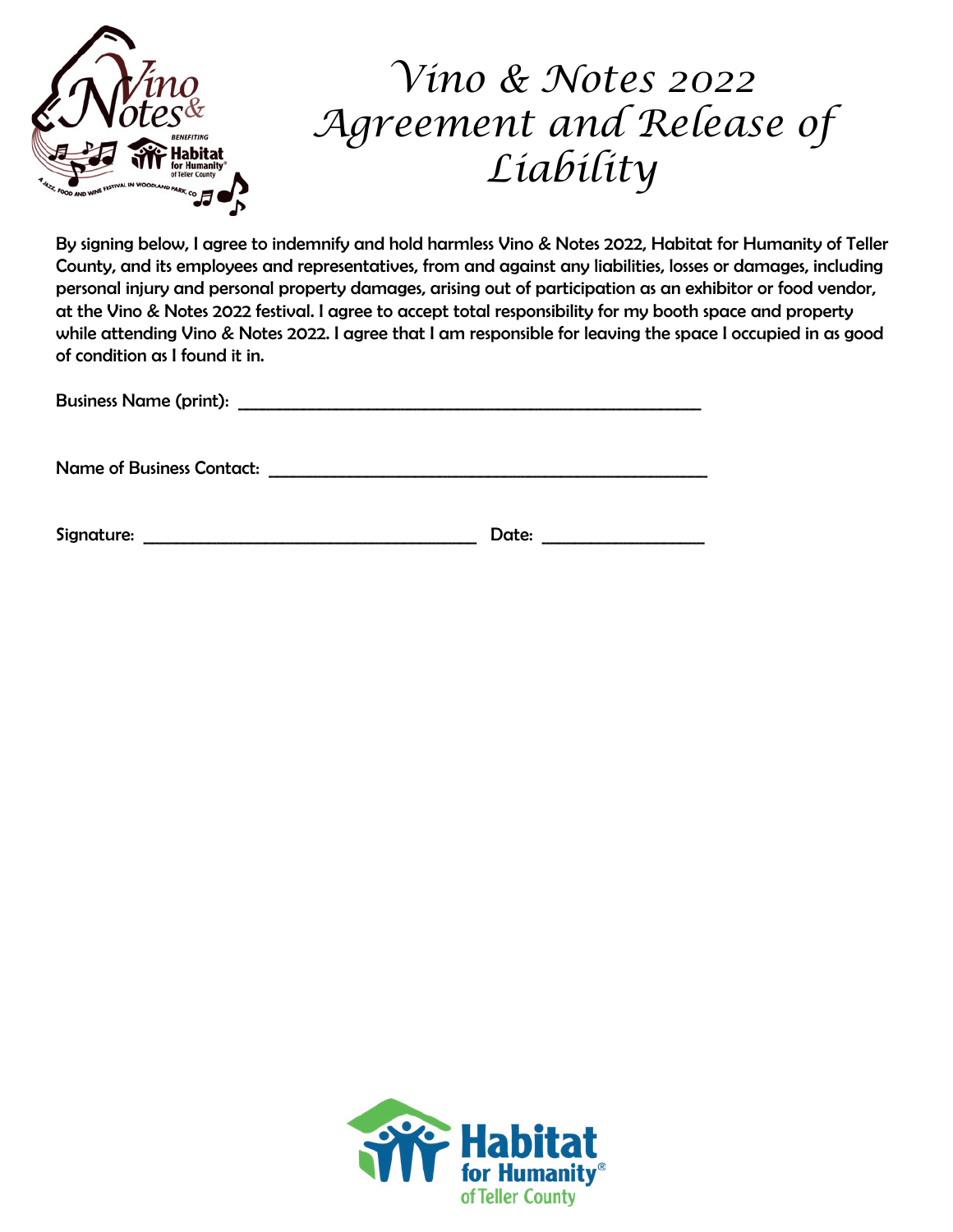# Vino & Notes 2022 Agreement and Release of Liability

By signing below, I agree to indemnify and hold harmless Vino & Notes 2022, Habitat for Humanity of Teller County, and its employees and representatives, from and against any liabilities, losses or damages, including personal injury and personal property damages, arising out of participation as an exhibitor or food vendor, at the Vino & Notes 2022 festival. I agree to accept total responsibility for my booth space and property while attending Vino & Notes 2022. I agree that I am responsible for leaving the space I occupied in as good of condition as I found it in.

Business Name (print): ___________________________________________________

Name of Business Contact: ________________________________________________

Signature: _____________________________________ Date: __________________